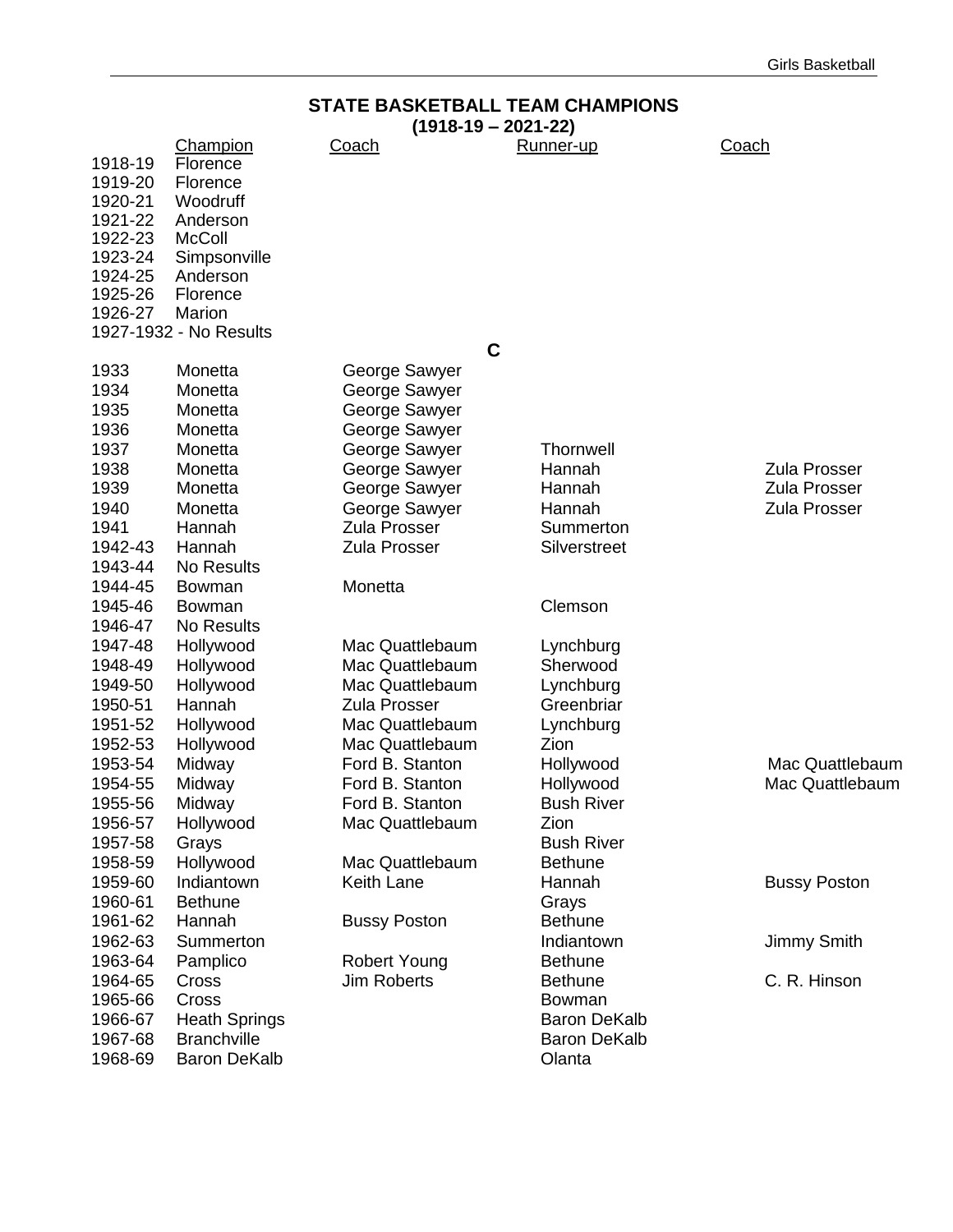# STATE BASKETBALL TEAM CHAMPIONS

## (1918-19 – 2021-22)

| | Champion | Coach | Runner-up | Coach |
|---|---|---|---|---|
| 1918-19 | Florence | | | |
| 1919-20 | Florence | | | |
| 1920-21 | Woodruff | | | |
| 1921-22 | Anderson | | | |
| 1922-23 | McColl | | | |
| 1923-24 | Simpsonville | | | |
| 1924-25 | Anderson | | | |
| 1925-26 | Florence | | | |
| 1926-27 | Marion | | | |
| 1927-1932 - No Results | | | | |

### C

| | Champion | Coach | Runner-up | Coach |
|---|---|---|---|---|
| 1933 | Monetta | George Sawyer | | |
| 1934 | Monetta | George Sawyer | | |
| 1935 | Monetta | George Sawyer | | |
| 1936 | Monetta | George Sawyer | | |
| 1937 | Monetta | George Sawyer | Thornwell | |
| 1938 | Monetta | George Sawyer | Hannah | Zula Prosser |
| 1939 | Monetta | George Sawyer | Hannah | Zula Prosser |
| 1940 | Monetta | George Sawyer | Hannah | Zula Prosser |
| 1941 | Hannah | Zula Prosser | Summerton | |
| 1942-43 | Hannah | Zula Prosser | Silverstreet | |
| 1943-44 | No Results | | | |
| 1944-45 | Bowman | Monetta | | |
| 1945-46 | Bowman | | Clemson | |
| 1946-47 | No Results | | | |
| 1947-48 | Hollywood | Mac Quattlebaum | Lynchburg | |
| 1948-49 | Hollywood | Mac Quattlebaum | Sherwood | |
| 1949-50 | Hollywood | Mac Quattlebaum | Lynchburg | |
| 1950-51 | Hannah | Zula Prosser | Greenbriar | |
| 1951-52 | Hollywood | Mac Quattlebaum | Lynchburg | |
| 1952-53 | Hollywood | Mac Quattlebaum | Zion | |
| 1953-54 | Midway | Ford B. Stanton | Hollywood | Mac Quattlebaum |
| 1954-55 | Midway | Ford B. Stanton | Hollywood | Mac Quattlebaum |
| 1955-56 | Midway | Ford B. Stanton | Bush River | |
| 1956-57 | Hollywood | Mac Quattlebaum | Zion | |
| 1957-58 | Grays | | Bush River | |
| 1958-59 | Hollywood | Mac Quattlebaum | Bethune | |
| 1959-60 | Indiantown | Keith Lane | Hannah | Bussy Poston |
| 1960-61 | Bethune | | Grays | |
| 1961-62 | Hannah | Bussy Poston | Bethune | |
| 1962-63 | Summerton | | Indiantown | Jimmy Smith |
| 1963-64 | Pamplico | Robert Young | Bethune | |
| 1964-65 | Cross | Jim Roberts | Bethune | C. R. Hinson |
| 1965-66 | Cross | | Bowman | |
| 1966-67 | Heath Springs | | Baron DeKalb | |
| 1967-68 | Branchville | | Baron DeKalb | |
| 1968-69 | Baron DeKalb | | Olanta | |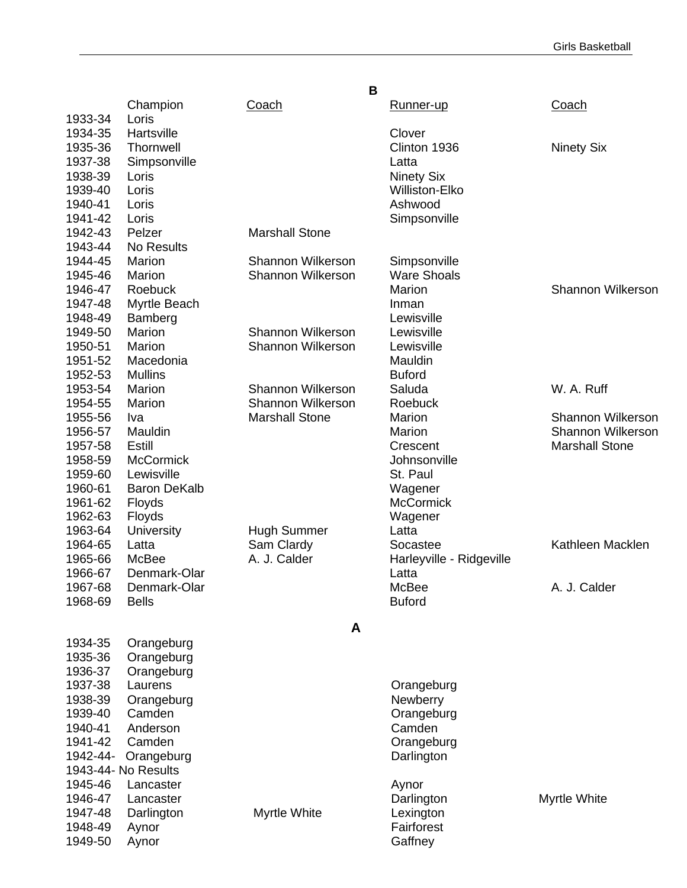## B

| | Champion | Coach | Runner-up | Coach |
|---|---|---|---|---|
| 1933-34 | Loris | | | |
| 1934-35 | Hartsville | | Clover | |
| 1935-36 | Thornwell | | Clinton 1936 | Ninety Six |
| 1937-38 | Simpsonville | | Latta | |
| 1938-39 | Loris | | Ninety Six | |
| 1939-40 | Loris | | Williston-Elko | |
| 1940-41 | Loris | | Ashwood | |
| 1941-42 | Loris | | Simpsonville | |
| 1942-43 | Pelzer | Marshall Stone | | |
| 1943-44 | No Results | | | |
| 1944-45 | Marion | Shannon Wilkerson | Simpsonville | |
| 1945-46 | Marion | Shannon Wilkerson | Ware Shoals | |
| 1946-47 | Roebuck | | Marion | Shannon Wilkerson |
| 1947-48 | Myrtle Beach | | Inman | |
| 1948-49 | Bamberg | | Lewisville | |
| 1949-50 | Marion | Shannon Wilkerson | Lewisville | |
| 1950-51 | Marion | Shannon Wilkerson | Lewisville | |
| 1951-52 | Macedonia | | Mauldin | |
| 1952-53 | Mullins | | Buford | |
| 1953-54 | Marion | Shannon Wilkerson | Saluda | W. A. Ruff |
| 1954-55 | Marion | Shannon Wilkerson | Roebuck | |
| 1955-56 | Iva | Marshall Stone | Marion | Shannon Wilkerson |
| 1956-57 | Mauldin | | Marion | Shannon Wilkerson |
| 1957-58 | Estill | | Crescent | Marshall Stone |
| 1958-59 | McCormick | | Johnsonville | |
| 1959-60 | Lewisville | | St. Paul | |
| 1960-61 | Baron DeKalb | | Wagener | |
| 1961-62 | Floyds | | McCormick | |
| 1962-63 | Floyds | | Wagener | |
| 1963-64 | University | Hugh Summer | Latta | |
| 1964-65 | Latta | Sam Clardy | Socastee | Kathleen Macklen |
| 1965-66 | McBee | A. J. Calder | Harleyville - Ridgeville | |
| 1966-67 | Denmark-Olar | | Latta | |
| 1967-68 | Denmark-Olar | | McBee | A. J. Calder |
| 1968-69 | Bells | | Buford | |

## A

| | Champion | Coach | Runner-up | Coach |
|---|---|---|---|---|
| 1934-35 | Orangeburg | | | |
| 1935-36 | Orangeburg | | | |
| 1936-37 | Orangeburg | | | |
| 1937-38 | Laurens | | Orangeburg | |
| 1938-39 | Orangeburg | | Newberry | |
| 1939-40 | Camden | | Orangeburg | |
| 1940-41 | Anderson | | Camden | |
| 1941-42 | Camden | | Orangeburg | |
| 1942-44- | Orangeburg | | Darlington | |
| 1943-44- | No Results | | | |
| 1945-46 | Lancaster | | Aynor | |
| 1946-47 | Lancaster | | Darlington | Myrtle White |
| 1947-48 | Darlington | Myrtle White | Lexington | |
| 1948-49 | Aynor | | Fairforest | |
| 1949-50 | Aynor | | Gaffney | |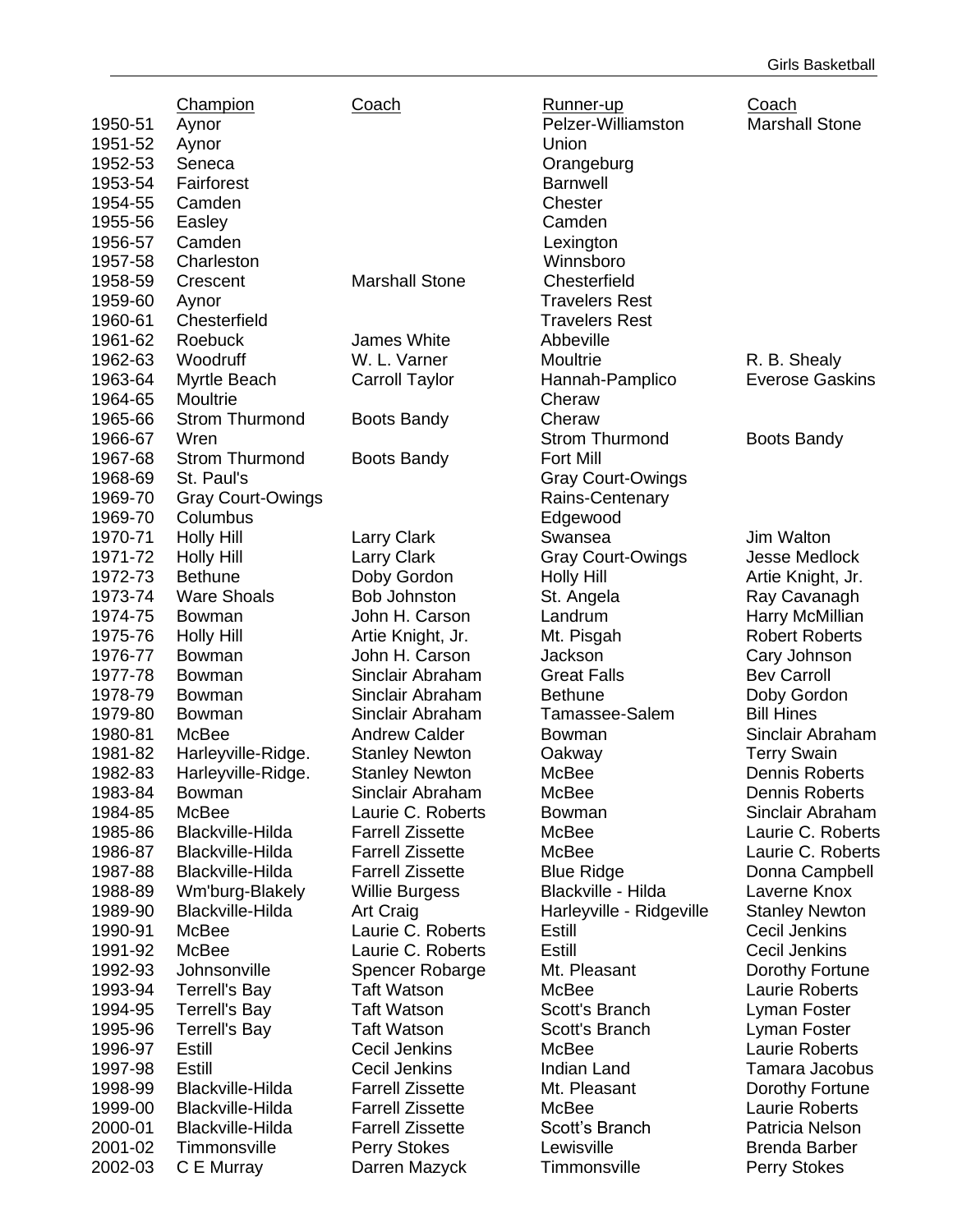| | Champion | Coach | Runner-up | Coach |
|---|---|---|---|---|
| 1950-51 | Aynor | | Pelzer-Williamston | Marshall Stone |
| 1951-52 | Aynor | | Union | |
| 1952-53 | Seneca | | Orangeburg | |
| 1953-54 | Fairforest | | Barnwell | |
| 1954-55 | Camden | | Chester | |
| 1955-56 | Easley | | Camden | |
| 1956-57 | Camden | | Lexington | |
| 1957-58 | Charleston | | Winnsboro | |
| 1958-59 | Crescent | Marshall Stone | Chesterfield | |
| 1959-60 | Aynor | | Travelers Rest | |
| 1960-61 | Chesterfield | | Travelers Rest | |
| 1961-62 | Roebuck | James White | Abbeville | |
| 1962-63 | Woodruff | W. L. Varner | Moultrie | R. B. Shealy |
| 1963-64 | Myrtle Beach | Carroll Taylor | Hannah-Pamplico | Everose Gaskins |
| 1964-65 | Moultrie | | Cheraw | |
| 1965-66 | Strom Thurmond | Boots Bandy | Cheraw | |
| 1966-67 | Wren | | Strom Thurmond | Boots Bandy |
| 1967-68 | Strom Thurmond | Boots Bandy | Fort Mill | |
| 1968-69 | St. Paul's | | Gray Court-Owings | |
| 1969-70 | Gray Court-Owings | | Rains-Centenary | |
| 1969-70 | Columbus | | Edgewood | |
| 1970-71 | Holly Hill | Larry Clark | Swansea | Jim Walton |
| 1971-72 | Holly Hill | Larry Clark | Gray Court-Owings | Jesse Medlock |
| 1972-73 | Bethune | Doby Gordon | Holly Hill | Artie Knight, Jr. |
| 1973-74 | Ware Shoals | Bob Johnston | St. Angela | Ray Cavanagh |
| 1974-75 | Bowman | John H. Carson | Landrum | Harry McMillian |
| 1975-76 | Holly Hill | Artie Knight, Jr. | Mt. Pisgah | Robert Roberts |
| 1976-77 | Bowman | John H. Carson | Jackson | Cary Johnson |
| 1977-78 | Bowman | Sinclair Abraham | Great Falls | Bev Carroll |
| 1978-79 | Bowman | Sinclair Abraham | Bethune | Doby Gordon |
| 1979-80 | Bowman | Sinclair Abraham | Tamassee-Salem | Bill Hines |
| 1980-81 | McBee | Andrew Calder | Bowman | Sinclair Abraham |
| 1981-82 | Harleyville-Ridge. | Stanley Newton | Oakway | Terry Swain |
| 1982-83 | Harleyville-Ridge. | Stanley Newton | McBee | Dennis Roberts |
| 1983-84 | Bowman | Sinclair Abraham | McBee | Dennis Roberts |
| 1984-85 | McBee | Laurie C. Roberts | Bowman | Sinclair Abraham |
| 1985-86 | Blackville-Hilda | Farrell Zissette | McBee | Laurie C. Roberts |
| 1986-87 | Blackville-Hilda | Farrell Zissette | McBee | Laurie C. Roberts |
| 1987-88 | Blackville-Hilda | Farrell Zissette | Blue Ridge | Donna Campbell |
| 1988-89 | Wm'burg-Blakely | Willie Burgess | Blackville - Hilda | Laverne Knox |
| 1989-90 | Blackville-Hilda | Art Craig | Harleyville - Ridgeville | Stanley Newton |
| 1990-91 | McBee | Laurie C. Roberts | Estill | Cecil Jenkins |
| 1991-92 | McBee | Laurie C. Roberts | Estill | Cecil Jenkins |
| 1992-93 | Johnsonville | Spencer Robarge | Mt. Pleasant | Dorothy Fortune |
| 1993-94 | Terrell's Bay | Taft Watson | McBee | Laurie Roberts |
| 1994-95 | Terrell's Bay | Taft Watson | Scott's Branch | Lyman Foster |
| 1995-96 | Terrell's Bay | Taft Watson | Scott's Branch | Lyman Foster |
| 1996-97 | Estill | Cecil Jenkins | McBee | Laurie Roberts |
| 1997-98 | Estill | Cecil Jenkins | Indian Land | Tamara Jacobus |
| 1998-99 | Blackville-Hilda | Farrell Zissette | Mt. Pleasant | Dorothy Fortune |
| 1999-00 | Blackville-Hilda | Farrell Zissette | McBee | Laurie Roberts |
| 2000-01 | Blackville-Hilda | Farrell Zissette | Scott's Branch | Patricia Nelson |
| 2001-02 | Timmonsville | Perry Stokes | Lewisville | Brenda Barber |
| 2002-03 | C E Murray | Darren Mazyck | Timmonsville | Perry Stokes |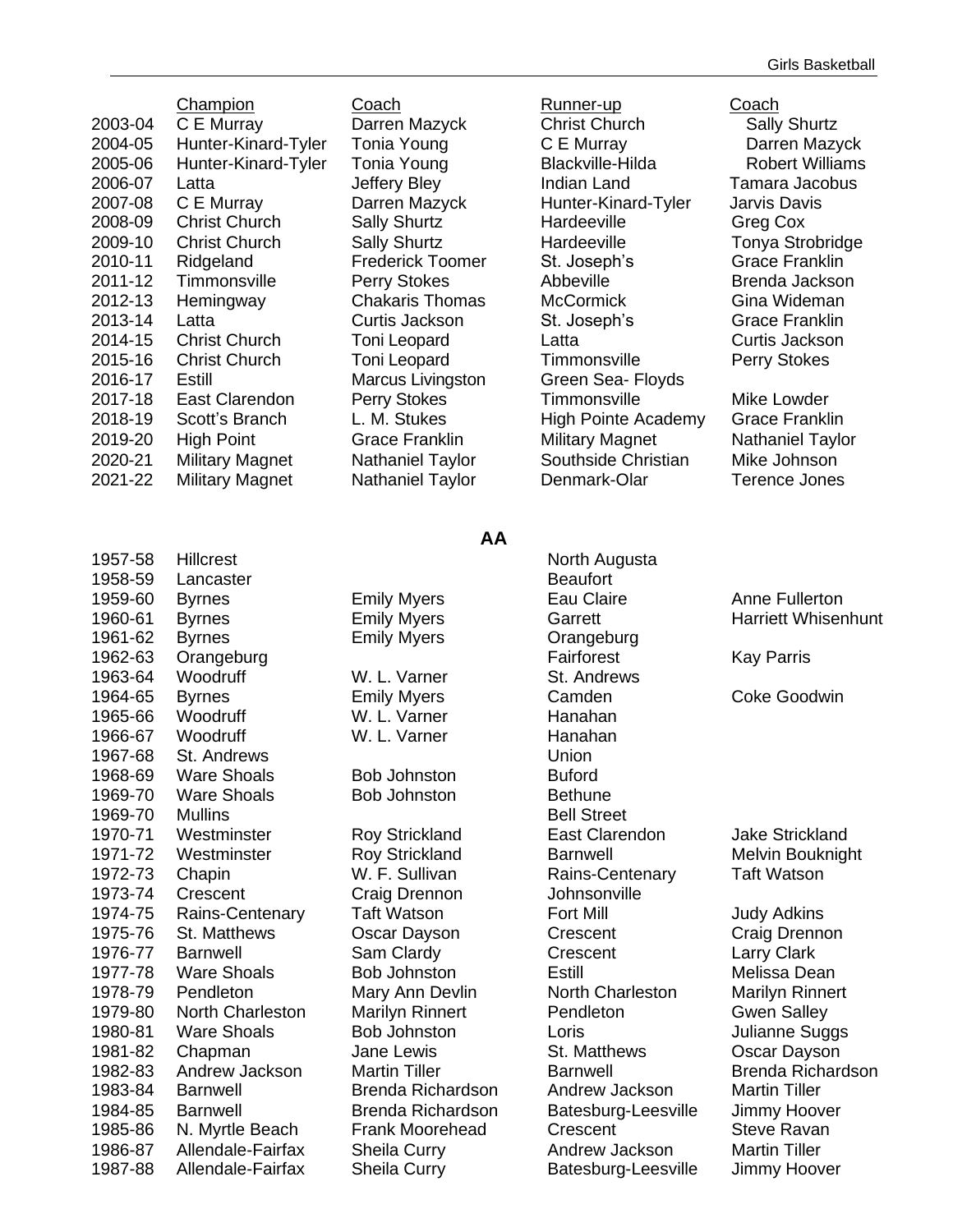| | Champion | Coach | Runner-up | Coach |
|---|---|---|---|---|
| 2003-04 | C E Murray | Darren Mazyck | Christ Church | Sally Shurtz |
| 2004-05 | Hunter-Kinard-Tyler | Tonia Young | C E Murray | Darren Mazyck |
| 2005-06 | Hunter-Kinard-Tyler | Tonia Young | Blackville-Hilda | Robert Williams |
| 2006-07 | Latta | Jeffery Bley | Indian Land | Tamara Jacobus |
| 2007-08 | C E Murray | Darren Mazyck | Hunter-Kinard-Tyler | Jarvis Davis |
| 2008-09 | Christ Church | Sally Shurtz | Hardeeville | Greg Cox |
| 2009-10 | Christ Church | Sally Shurtz | Hardeeville | Tonya Strobridge |
| 2010-11 | Ridgeland | Frederick Toomer | St. Joseph's | Grace Franklin |
| 2011-12 | Timmonsville | Perry Stokes | Abbeville | Brenda Jackson |
| 2012-13 | Hemingway | Chakaris Thomas | McCormick | Gina Wideman |
| 2013-14 | Latta | Curtis Jackson | St. Joseph's | Grace Franklin |
| 2014-15 | Christ Church | Toni Leopard | Latta | Curtis Jackson |
| 2015-16 | Christ Church | Toni Leopard | Timmonsville | Perry Stokes |
| 2016-17 | Estill | Marcus Livingston | Green Sea- Floyds | |
| 2017-18 | East Clarendon | Perry Stokes | Timmonsville | Mike Lowder |
| 2018-19 | Scott's Branch | L. M. Stukes | High Pointe Academy | Grace Franklin |
| 2019-20 | High Point | Grace Franklin | Military Magnet | Nathaniel Taylor |
| 2020-21 | Military Magnet | Nathaniel Taylor | Southside Christian | Mike Johnson |
| 2021-22 | Military Magnet | Nathaniel Taylor | Denmark-Olar | Terence Jones |

## AA

| | Champion | Coach | Runner-up | Coach |
|---|---|---|---|---|
| 1957-58 | Hillcrest | | North Augusta | |
| 1958-59 | Lancaster | | Beaufort | |
| 1959-60 | Byrnes | Emily Myers | Eau Claire | Anne Fullerton |
| 1960-61 | Byrnes | Emily Myers | Garrett | Harriett Whisenhunt |
| 1961-62 | Byrnes | Emily Myers | Orangeburg | |
| 1962-63 | Orangeburg | | Fairforest | Kay Parris |
| 1963-64 | Woodruff | W. L. Varner | St. Andrews | |
| 1964-65 | Byrnes | Emily Myers | Camden | Coke Goodwin |
| 1965-66 | Woodruff | W. L. Varner | Hanahan | |
| 1966-67 | Woodruff | W. L. Varner | Hanahan | |
| 1967-68 | St. Andrews | | Union | |
| 1968-69 | Ware Shoals | Bob Johnston | Buford | |
| 1969-70 | Ware Shoals | Bob Johnston | Bethune | |
| 1969-70 | Mullins | | Bell Street | |
| 1970-71 | Westminster | Roy Strickland | East Clarendon | Jake Strickland |
| 1971-72 | Westminster | Roy Strickland | Barnwell | Melvin Bouknight |
| 1972-73 | Chapin | W. F. Sullivan | Rains-Centenary | Taft Watson |
| 1973-74 | Crescent | Craig Drennon | Johnsonville | |
| 1974-75 | Rains-Centenary | Taft Watson | Fort Mill | Judy Adkins |
| 1975-76 | St. Matthews | Oscar Dayson | Crescent | Craig Drennon |
| 1976-77 | Barnwell | Sam Clardy | Crescent | Larry Clark |
| 1977-78 | Ware Shoals | Bob Johnston | Estill | Melissa Dean |
| 1978-79 | Pendleton | Mary Ann Devlin | North Charleston | Marilyn Rinnert |
| 1979-80 | North Charleston | Marilyn Rinnert | Pendleton | Gwen Salley |
| 1980-81 | Ware Shoals | Bob Johnston | Loris | Julianne Suggs |
| 1981-82 | Chapman | Jane Lewis | St. Matthews | Oscar Dayson |
| 1982-83 | Andrew Jackson | Martin Tiller | Barnwell | Brenda Richardson |
| 1983-84 | Barnwell | Brenda Richardson | Andrew Jackson | Martin Tiller |
| 1984-85 | Barnwell | Brenda Richardson | Batesburg-Leesville | Jimmy Hoover |
| 1985-86 | N. Myrtle Beach | Frank Moorehead | Crescent | Steve Ravan |
| 1986-87 | Allendale-Fairfax | Sheila Curry | Andrew Jackson | Martin Tiller |
| 1987-88 | Allendale-Fairfax | Sheila Curry | Batesburg-Leesville | Jimmy Hoover |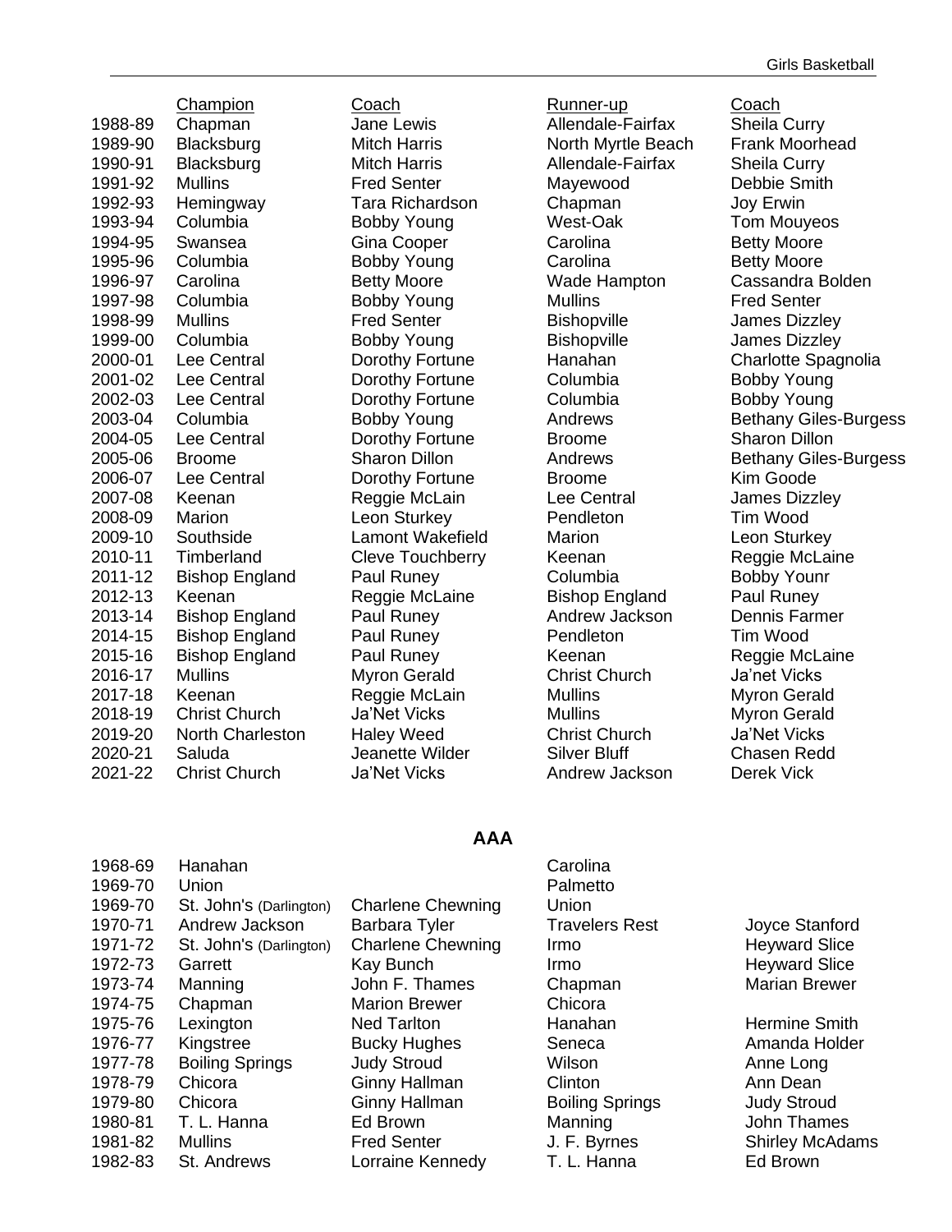| | Champion | Coach | Runner-up | Coach |
|---|---|---|---|---|
| 1988-89 | Chapman | Jane Lewis | Allendale-Fairfax | Sheila Curry |
| 1989-90 | Blacksburg | Mitch Harris | North Myrtle Beach | Frank Moorhead |
| 1990-91 | Blacksburg | Mitch Harris | Allendale-Fairfax | Sheila Curry |
| 1991-92 | Mullins | Fred Senter | Mayewood | Debbie Smith |
| 1992-93 | Hemingway | Tara Richardson | Chapman | Joy Erwin |
| 1993-94 | Columbia | Bobby Young | West-Oak | Tom Mouyeos |
| 1994-95 | Swansea | Gina Cooper | Carolina | Betty Moore |
| 1995-96 | Columbia | Bobby Young | Carolina | Betty Moore |
| 1996-97 | Carolina | Betty Moore | Wade Hampton | Cassandra Bolden |
| 1997-98 | Columbia | Bobby Young | Mullins | Fred Senter |
| 1998-99 | Mullins | Fred Senter | Bishopville | James Dizzley |
| 1999-00 | Columbia | Bobby Young | Bishopville | James Dizzley |
| 2000-01 | Lee Central | Dorothy Fortune | Hanahan | Charlotte Spagnolia |
| 2001-02 | Lee Central | Dorothy Fortune | Columbia | Bobby Young |
| 2002-03 | Lee Central | Dorothy Fortune | Columbia | Bobby Young |
| 2003-04 | Columbia | Bobby Young | Andrews | Bethany Giles-Burgess |
| 2004-05 | Lee Central | Dorothy Fortune | Broome | Sharon Dillon |
| 2005-06 | Broome | Sharon Dillon | Andrews | Bethany Giles-Burgess |
| 2006-07 | Lee Central | Dorothy Fortune | Broome | Kim Goode |
| 2007-08 | Keenan | Reggie McLain | Lee Central | James Dizzley |
| 2008-09 | Marion | Leon Sturkey | Pendleton | Tim Wood |
| 2009-10 | Southside | Lamont Wakefield | Marion | Leon Sturkey |
| 2010-11 | Timberland | Cleve Touchberry | Keenan | Reggie McLaine |
| 2011-12 | Bishop England | Paul Runey | Columbia | Bobby Younr |
| 2012-13 | Keenan | Reggie McLaine | Bishop England | Paul Runey |
| 2013-14 | Bishop England | Paul Runey | Andrew Jackson | Dennis Farmer |
| 2014-15 | Bishop England | Paul Runey | Pendleton | Tim Wood |
| 2015-16 | Bishop England | Paul Runey | Keenan | Reggie McLaine |
| 2016-17 | Mullins | Myron Gerald | Christ Church | Ja'net Vicks |
| 2017-18 | Keenan | Reggie McLain | Mullins | Myron Gerald |
| 2018-19 | Christ Church | Ja'Net Vicks | Mullins | Myron Gerald |
| 2019-20 | North Charleston | Haley Weed | Christ Church | Ja'Net Vicks |
| 2020-21 | Saluda | Jeanette Wilder | Silver Bluff | Chasen Redd |
| 2021-22 | Christ Church | Ja'Net Vicks | Andrew Jackson | Derek Vick |

## AAA

| | Champion | Coach | Runner-up | Coach |
|---|---|---|---|---|
| 1968-69 | Hanahan | | Carolina | |
| 1969-70 | Union | | Palmetto | |
| 1969-70 | St. John's (Darlington) | Charlene Chewning | Union | |
| 1970-71 | Andrew Jackson | Barbara Tyler | Travelers Rest | Joyce Stanford |
| 1971-72 | St. John's (Darlington) | Charlene Chewning | Irmo | Heyward Slice |
| 1972-73 | Garrett | Kay Bunch | Irmo | Heyward Slice |
| 1973-74 | Manning | John F. Thames | Chapman | Marian Brewer |
| 1974-75 | Chapman | Marion Brewer | Chicora | |
| 1975-76 | Lexington | Ned Tarlton | Hanahan | Hermine Smith |
| 1976-77 | Kingstree | Bucky Hughes | Seneca | Amanda Holder |
| 1977-78 | Boiling Springs | Judy Stroud | Wilson | Anne Long |
| 1978-79 | Chicora | Ginny Hallman | Clinton | Ann Dean |
| 1979-80 | Chicora | Ginny Hallman | Boiling Springs | Judy Stroud |
| 1980-81 | T. L. Hanna | Ed Brown | Manning | John Thames |
| 1981-82 | Mullins | Fred Senter | J. F. Byrnes | Shirley McAdams |
| 1982-83 | St. Andrews | Lorraine Kennedy | T. L. Hanna | Ed Brown |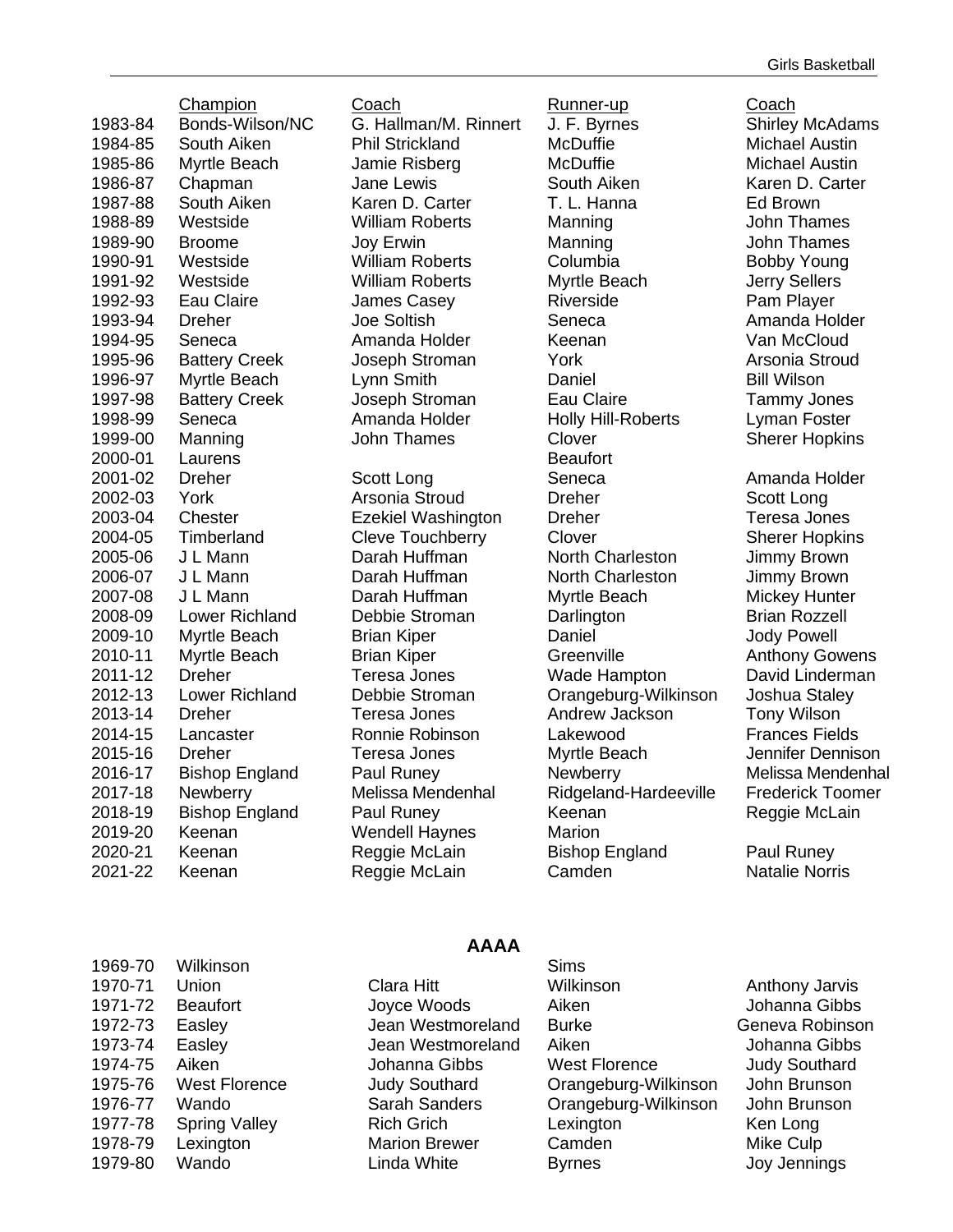| | Champion | Coach | Runner-up | Coach |
|---|---|---|---|---|
| 1983-84 | Bonds-Wilson/NC | G. Hallman/M. Rinnert | J. F. Byrnes | Shirley McAdams |
| 1984-85 | South Aiken | Phil Strickland | McDuffie | Michael Austin |
| 1985-86 | Myrtle Beach | Jamie Risberg | McDuffie | Michael Austin |
| 1986-87 | Chapman | Jane Lewis | South Aiken | Karen D. Carter |
| 1987-88 | South Aiken | Karen D. Carter | T. L. Hanna | Ed Brown |
| 1988-89 | Westside | William Roberts | Manning | John Thames |
| 1989-90 | Broome | Joy Erwin | Manning | John Thames |
| 1990-91 | Westside | William Roberts | Columbia | Bobby Young |
| 1991-92 | Westside | William Roberts | Myrtle Beach | Jerry Sellers |
| 1992-93 | Eau Claire | James Casey | Riverside | Pam Player |
| 1993-94 | Dreher | Joe Soltish | Seneca | Amanda Holder |
| 1994-95 | Seneca | Amanda Holder | Keenan | Van McCloud |
| 1995-96 | Battery Creek | Joseph Stroman | York | Arsonia Stroud |
| 1996-97 | Myrtle Beach | Lynn Smith | Daniel | Bill Wilson |
| 1997-98 | Battery Creek | Joseph Stroman | Eau Claire | Tammy Jones |
| 1998-99 | Seneca | Amanda Holder | Holly Hill-Roberts | Lyman Foster |
| 1999-00 | Manning | John Thames | Clover | Sherer Hopkins |
| 2000-01 | Laurens | | Beaufort | |
| 2001-02 | Dreher | Scott Long | Seneca | Amanda Holder |
| 2002-03 | York | Arsonia Stroud | Dreher | Scott Long |
| 2003-04 | Chester | Ezekiel Washington | Dreher | Teresa Jones |
| 2004-05 | Timberland | Cleve Touchberry | Clover | Sherer Hopkins |
| 2005-06 | J L Mann | Darah Huffman | North Charleston | Jimmy Brown |
| 2006-07 | J L Mann | Darah Huffman | North Charleston | Jimmy Brown |
| 2007-08 | J L Mann | Darah Huffman | Myrtle Beach | Mickey Hunter |
| 2008-09 | Lower Richland | Debbie Stroman | Darlington | Brian Rozzell |
| 2009-10 | Myrtle Beach | Brian Kiper | Daniel | Jody Powell |
| 2010-11 | Myrtle Beach | Brian Kiper | Greenville | Anthony Gowens |
| 2011-12 | Dreher | Teresa Jones | Wade Hampton | David Linderman |
| 2012-13 | Lower Richland | Debbie Stroman | Orangeburg-Wilkinson | Joshua Staley |
| 2013-14 | Dreher | Teresa Jones | Andrew Jackson | Tony Wilson |
| 2014-15 | Lancaster | Ronnie Robinson | Lakewood | Frances Fields |
| 2015-16 | Dreher | Teresa Jones | Myrtle Beach | Jennifer Dennison |
| 2016-17 | Bishop England | Paul Runey | Newberry | Melissa Mendenhal |
| 2017-18 | Newberry | Melissa Mendenhal | Ridgeland-Hardeeville | Frederick Toomer |
| 2018-19 | Bishop England | Paul Runey | Keenan | Reggie McLain |
| 2019-20 | Keenan | Wendell Haynes | Marion | |
| 2020-21 | Keenan | Reggie McLain | Bishop England | Paul Runey |
| 2021-22 | Keenan | Reggie McLain | Camden | Natalie Norris |

## AAAA

| | Champion | Coach | Runner-up | Coach |
|---|---|---|---|---|
| 1969-70 | Wilkinson | | Sims | |
| 1970-71 | Union | Clara Hitt | Wilkinson | Anthony Jarvis |
| 1971-72 | Beaufort | Joyce Woods | Aiken | Johanna Gibbs |
| 1972-73 | Easley | Jean Westmoreland | Burke | Geneva Robinson |
| 1973-74 | Easley | Jean Westmoreland | Aiken | Johanna Gibbs |
| 1974-75 | Aiken | Johanna Gibbs | West Florence | Judy Southard |
| 1975-76 | West Florence | Judy Southard | Orangeburg-Wilkinson | John Brunson |
| 1976-77 | Wando | Sarah Sanders | Orangeburg-Wilkinson | John Brunson |
| 1977-78 | Spring Valley | Rich Grich | Lexington | Ken Long |
| 1978-79 | Lexington | Marion Brewer | Camden | Mike Culp |
| 1979-80 | Wando | Linda White | Byrnes | Joy Jennings |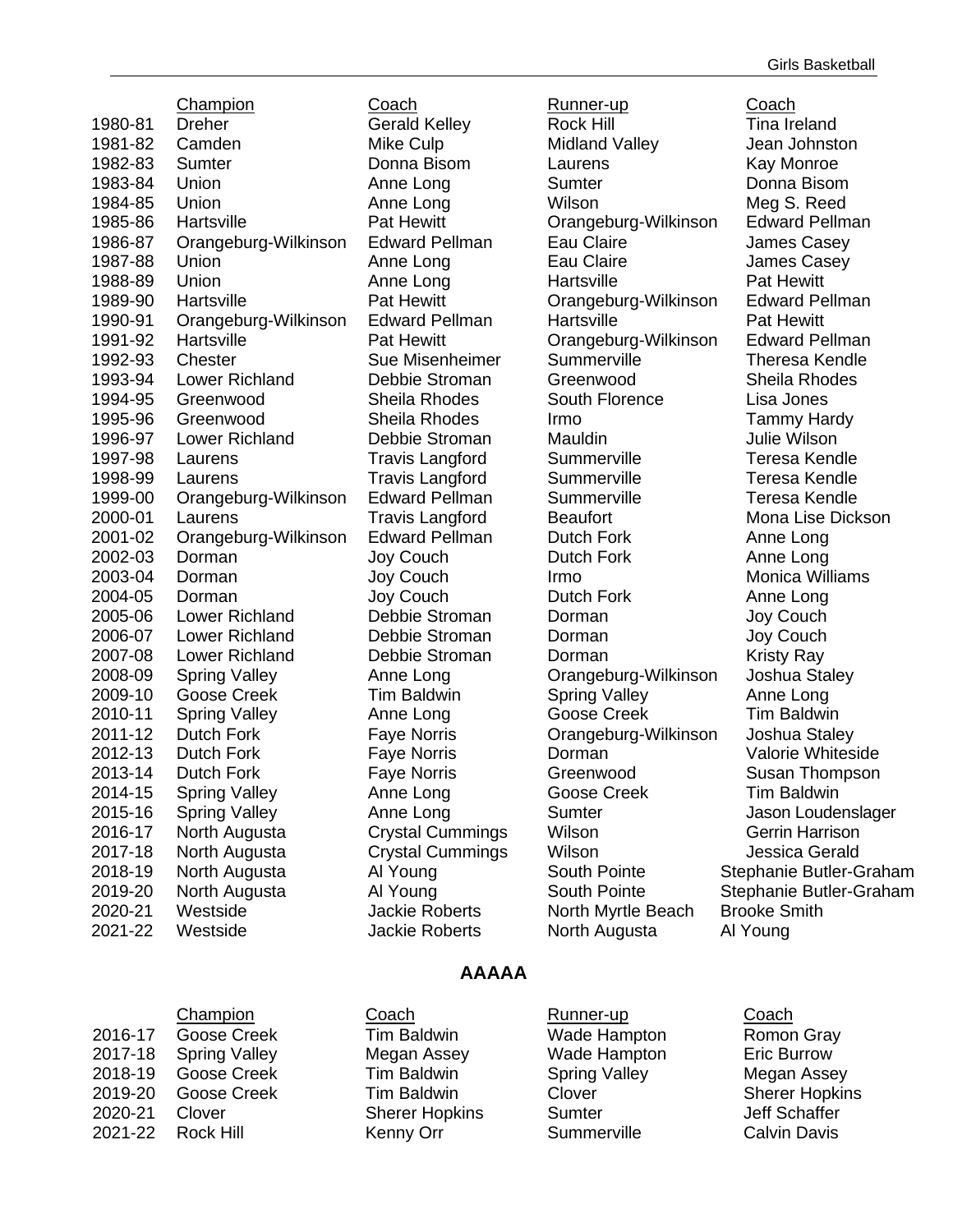| | Champion | Coach | Runner-up | Coach |
|---|---|---|---|---|
| 1980-81 | Dreher | Gerald Kelley | Rock Hill | Tina Ireland |
| 1981-82 | Camden | Mike Culp | Midland Valley | Jean Johnston |
| 1982-83 | Sumter | Donna Bisom | Laurens | Kay Monroe |
| 1983-84 | Union | Anne Long | Sumter | Donna Bisom |
| 1984-85 | Union | Anne Long | Wilson | Meg S. Reed |
| 1985-86 | Hartsville | Pat Hewitt | Orangeburg-Wilkinson | Edward Pellman |
| 1986-87 | Orangeburg-Wilkinson | Edward Pellman | Eau Claire | James Casey |
| 1987-88 | Union | Anne Long | Eau Claire | James Casey |
| 1988-89 | Union | Anne Long | Hartsville | Pat Hewitt |
| 1989-90 | Hartsville | Pat Hewitt | Orangeburg-Wilkinson | Edward Pellman |
| 1990-91 | Orangeburg-Wilkinson | Edward Pellman | Hartsville | Pat Hewitt |
| 1991-92 | Hartsville | Pat Hewitt | Orangeburg-Wilkinson | Edward Pellman |
| 1992-93 | Chester | Sue Misenheimer | Summerville | Theresa Kendle |
| 1993-94 | Lower Richland | Debbie Stroman | Greenwood | Sheila Rhodes |
| 1994-95 | Greenwood | Sheila Rhodes | South Florence | Lisa Jones |
| 1995-96 | Greenwood | Sheila Rhodes | Irmo | Tammy Hardy |
| 1996-97 | Lower Richland | Debbie Stroman | Mauldin | Julie Wilson |
| 1997-98 | Laurens | Travis Langford | Summerville | Teresa Kendle |
| 1998-99 | Laurens | Travis Langford | Summerville | Teresa Kendle |
| 1999-00 | Orangeburg-Wilkinson | Edward Pellman | Summerville | Teresa Kendle |
| 2000-01 | Laurens | Travis Langford | Beaufort | Mona Lise Dickson |
| 2001-02 | Orangeburg-Wilkinson | Edward Pellman | Dutch Fork | Anne Long |
| 2002-03 | Dorman | Joy Couch | Dutch Fork | Anne Long |
| 2003-04 | Dorman | Joy Couch | Irmo | Monica Williams |
| 2004-05 | Dorman | Joy Couch | Dutch Fork | Anne Long |
| 2005-06 | Lower Richland | Debbie Stroman | Dorman | Joy Couch |
| 2006-07 | Lower Richland | Debbie Stroman | Dorman | Joy Couch |
| 2007-08 | Lower Richland | Debbie Stroman | Dorman | Kristy Ray |
| 2008-09 | Spring Valley | Anne Long | Orangeburg-Wilkinson | Joshua Staley |
| 2009-10 | Goose Creek | Tim Baldwin | Spring Valley | Anne Long |
| 2010-11 | Spring Valley | Anne Long | Goose Creek | Tim Baldwin |
| 2011-12 | Dutch Fork | Faye Norris | Orangeburg-Wilkinson | Joshua Staley |
| 2012-13 | Dutch Fork | Faye Norris | Dorman | Valorie Whiteside |
| 2013-14 | Dutch Fork | Faye Norris | Greenwood | Susan Thompson |
| 2014-15 | Spring Valley | Anne Long | Goose Creek | Tim Baldwin |
| 2015-16 | Spring Valley | Anne Long | Sumter | Jason Loudenslager |
| 2016-17 | North Augusta | Crystal Cummings | Wilson | Gerrin Harrison |
| 2017-18 | North Augusta | Crystal Cummings | Wilson | Jessica Gerald |
| 2018-19 | North Augusta | Al Young | South Pointe | Stephanie Butler-Graham |
| 2019-20 | North Augusta | Al Young | South Pointe | Stephanie Butler-Graham |
| 2020-21 | Westside | Jackie Roberts | North Myrtle Beach | Brooke Smith |
| 2021-22 | Westside | Jackie Roberts | North Augusta | Al Young |

## AAAAA

| | Champion | Coach | Runner-up | Coach |
|---|---|---|---|---|
| 2016-17 | Goose Creek | Tim Baldwin | Wade Hampton | Romon Gray |
| 2017-18 | Spring Valley | Megan Assey | Wade Hampton | Eric Burrow |
| 2018-19 | Goose Creek | Tim Baldwin | Spring Valley | Megan Assey |
| 2019-20 | Goose Creek | Tim Baldwin | Clover | Sherer Hopkins |
| 2020-21 | Clover | Sherer Hopkins | Sumter | Jeff Schaffer |
| 2021-22 | Rock Hill | Kenny Orr | Summerville | Calvin Davis |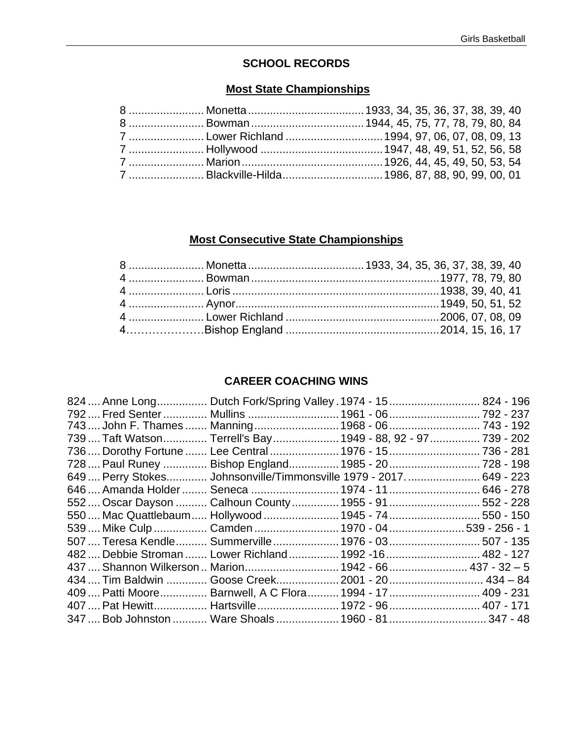## SCHOOL RECORDS

### Most State Championships

| | | |
|---|---|---|
| 8 | Monetta | 1933, 34, 35, 36, 37, 38, 39, 40 |
| 8 | Bowman | 1944, 45, 75, 77, 78, 79, 80, 84 |
| 7 | Lower Richland | 1994, 97, 06, 07, 08, 09, 13 |
| 7 | Hollywood | 1947, 48, 49, 51, 52, 56, 58 |
| 7 | Marion | 1926, 44, 45, 49, 50, 53, 54 |
| 7 | Blackville-Hilda | 1986, 87, 88, 90, 99, 00, 01 |

### Most Consecutive State Championships

| | | |
|---|---|---|
| 8 | Monetta | 1933, 34, 35, 36, 37, 38, 39, 40 |
| 4 | Bowman | 1977, 78, 79, 80 |
| 4 | Loris | 1938, 39, 40, 41 |
| 4 | Aynor | 1949, 50, 51, 52 |
| 4 | Lower Richland | 2006, 07, 08, 09 |
| 4 | Bishop England | 2014, 15, 16, 17 |

## CAREER COACHING WINS

| | | | | |
|---|---|---|---|---|
| 824 | Anne Long | Dutch Fork/Spring Valley | 1974 - 15 | 824 - 196 |
| 792 | Fred Senter | Mullins | 1961 - 06 | 792 - 237 |
| 743 | John F. Thames | Manning | 1968 - 06 | 743 - 192 |
| 739 | Taft Watson | Terrell's Bay | 1949 - 88, 92 - 97 | 739 - 202 |
| 736 | Dorothy Fortune | Lee Central | 1976 - 15 | 736 - 281 |
| 728 | Paul Runey | Bishop England | 1985 - 20 | 728 - 198 |
| 649 | Perry Stokes | Johnsonville/Timmonsville | 1979 - 2017. | 649 - 223 |
| 646 | Amanda Holder | Seneca | 1974 - 11 | 646 - 278 |
| 552 | Oscar Dayson | Calhoun County | 1955 - 91 | 552 - 228 |
| 550 | Mac Quattlebaum | Hollywood | 1945 - 74 | 550 - 150 |
| 539 | Mike Culp | Camden | 1970 - 04 | 539 - 256 - 1 |
| 507 | Teresa Kendle | Summerville | 1976 - 03 | 507 - 135 |
| 482 | Debbie Stroman | Lower Richland | 1992 -16 | 482 - 127 |
| 437 | Shannon Wilkerson | Marion | 1942 - 66 | 437 - 32 – 5 |
| 434 | Tim Baldwin | Goose Creek | 2001 - 20 | 434 – 84 |
| 409 | Patti Moore | Barnwell, A C Flora | 1994 - 17 | 409 - 231 |
| 407 | Pat Hewitt | Hartsville | 1972 - 96 | 407 - 171 |
| 347 | Bob Johnston | Ware Shoals | 1960 - 81 | 347 - 48 |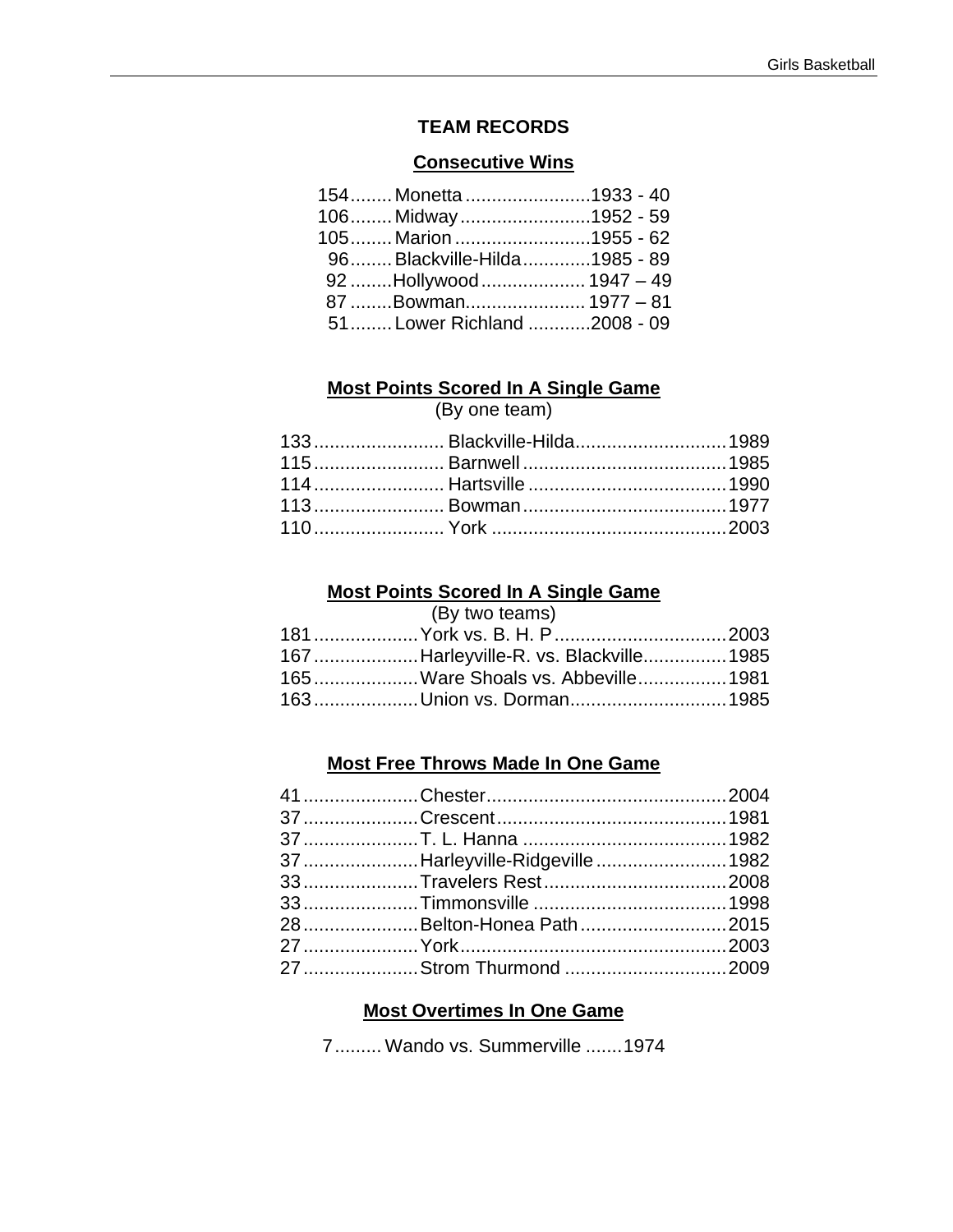# TEAM RECORDS

## Consecutive Wins

| Wins | Team | Years |
|---|---|---|
| 154 | Monetta | 1933 - 40 |
| 106 | Midway | 1952 - 59 |
| 105 | Marion | 1955 - 62 |
| 96 | Blackville-Hilda | 1985 - 89 |
| 92 | Hollywood | 1947 – 49 |
| 87 | Bowman | 1977 – 81 |
| 51 | Lower Richland | 2008 - 09 |

## Most Points Scored In A Single Game

(By one team)

| Points | Team | Year |
|---|---|---|
| 133 | Blackville-Hilda | 1989 |
| 115 | Barnwell | 1985 |
| 114 | Hartsville | 1990 |
| 113 | Bowman | 1977 |
| 110 | York | 2003 |

## Most Points Scored In A Single Game

(By two teams)

| Points | Teams | Year |
|---|---|---|
| 181 | York vs. B. H. P | 2003 |
| 167 | Harleyville-R. vs. Blackville | 1985 |
| 165 | Ware Shoals vs. Abbeville | 1981 |
| 163 | Union vs. Dorman | 1985 |

## Most Free Throws Made In One Game

| Free Throws | Team | Year |
|---|---|---|
| 41 | Chester | 2004 |
| 37 | Crescent | 1981 |
| 37 | T. L. Hanna | 1982 |
| 37 | Harleyville-Ridgeville | 1982 |
| 33 | Travelers Rest | 2008 |
| 33 | Timmonsville | 1998 |
| 28 | Belton-Honea Path | 2015 |
| 27 | York | 2003 |
| 27 | Strom Thurmond | 2009 |

## Most Overtimes In One Game

| Overtimes | Teams | Year |
|---|---|---|
| 7 | Wando vs. Summerville | 1974 |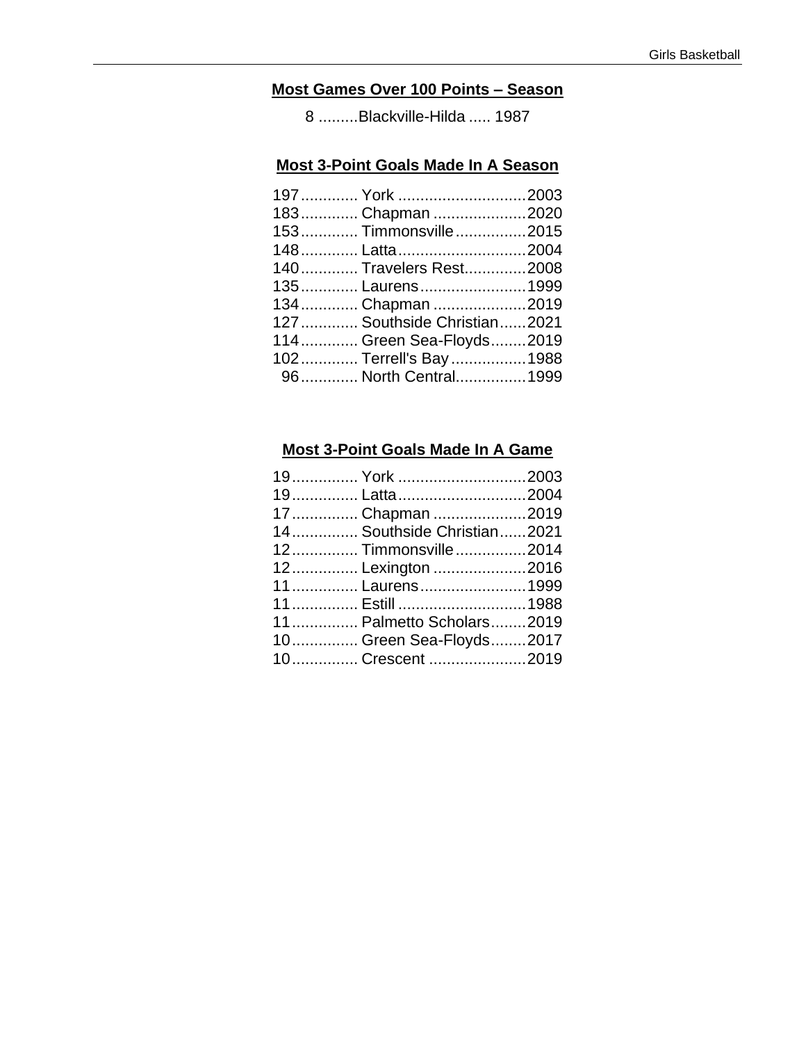## Most Games Over 100 Points – Season

8 .........Blackville-Hilda ..... 1987

## Most 3-Point Goals Made In A Season

| | | |
|---|---|---|
| 197 | York | 2003 |
| 183 | Chapman | 2020 |
| 153 | Timmonsville | 2015 |
| 148 | Latta | 2004 |
| 140 | Travelers Rest | 2008 |
| 135 | Laurens | 1999 |
| 134 | Chapman | 2019 |
| 127 | Southside Christian | 2021 |
| 114 | Green Sea-Floyds | 2019 |
| 102 | Terrell's Bay | 1988 |
| 96 | North Central | 1999 |

## Most 3-Point Goals Made In A Game

| | | |
|---|---|---|
| 19 | York | 2003 |
| 19 | Latta | 2004 |
| 17 | Chapman | 2019 |
| 14 | Southside Christian | 2021 |
| 12 | Timmonsville | 2014 |
| 12 | Lexington | 2016 |
| 11 | Laurens | 1999 |
| 11 | Estill | 1988 |
| 11 | Palmetto Scholars | 2019 |
| 10 | Green Sea-Floyds | 2017 |
| 10 | Crescent | 2019 |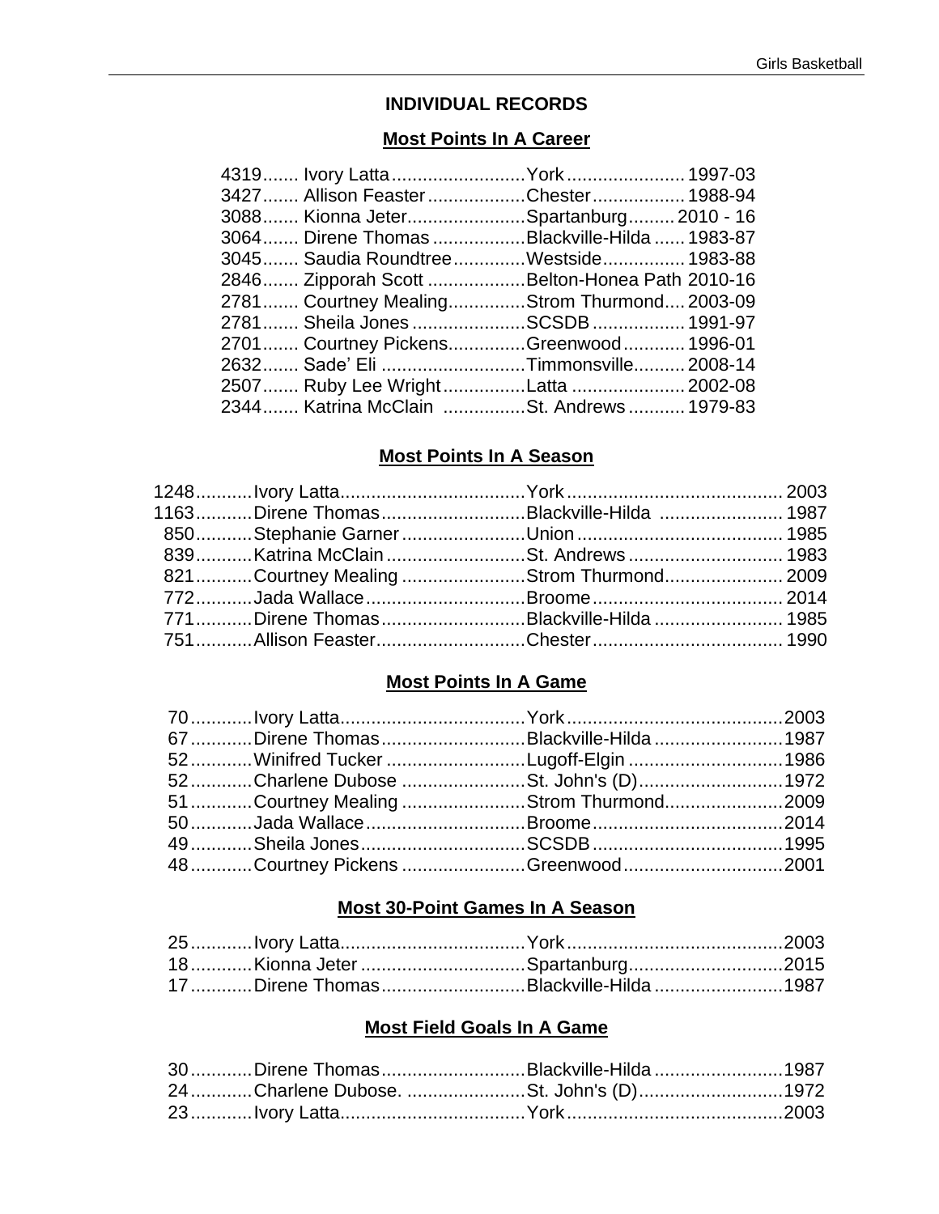# INDIVIDUAL RECORDS

## Most Points In A Career

| Points | Player | School | Years |
|---|---|---|---|
| 4319 | Ivory Latta | York | 1997-03 |
| 3427 | Allison Feaster | Chester | 1988-94 |
| 3088 | Kionna Jeter | Spartanburg | 2010 - 16 |
| 3064 | Direne Thomas | Blackville-Hilda | 1983-87 |
| 3045 | Saudia Roundtree | Westside | 1983-88 |
| 2846 | Zipporah Scott | Belton-Honea Path | 2010-16 |
| 2781 | Courtney Mealing | Strom Thurmond | 2003-09 |
| 2781 | Sheila Jones | SCSDB | 1991-97 |
| 2701 | Courtney Pickens | Greenwood | 1996-01 |
| 2632 | Sade' Eli | Timmonsville | 2008-14 |
| 2507 | Ruby Lee Wright | Latta | 2002-08 |
| 2344 | Katrina McClain | St. Andrews | 1979-83 |

## Most Points In A Season

| Points | Player | School | Year |
|---|---|---|---|
| 1248 | Ivory Latta | York | 2003 |
| 1163 | Direne Thomas | Blackville-Hilda | 1987 |
| 850 | Stephanie Garner | Union | 1985 |
| 839 | Katrina McClain | St. Andrews | 1983 |
| 821 | Courtney Mealing | Strom Thurmond | 2009 |
| 772 | Jada Wallace | Broome | 2014 |
| 771 | Direne Thomas | Blackville-Hilda | 1985 |
| 751 | Allison Feaster | Chester | 1990 |

## Most Points In A Game

| Points | Player | School | Year |
|---|---|---|---|
| 70 | Ivory Latta | York | 2003 |
| 67 | Direne Thomas | Blackville-Hilda | 1987 |
| 52 | Winifred Tucker | Lugoff-Elgin | 1986 |
| 52 | Charlene Dubose | St. John's (D) | 1972 |
| 51 | Courtney Mealing | Strom Thurmond | 2009 |
| 50 | Jada Wallace | Broome | 2014 |
| 49 | Sheila Jones | SCSDB | 1995 |
| 48 | Courtney Pickens | Greenwood | 2001 |

## Most 30-Point Games In A Season

| Games | Player | School | Year |
|---|---|---|---|
| 25 | Ivory Latta | York | 2003 |
| 18 | Kionna Jeter | Spartanburg | 2015 |
| 17 | Direne Thomas | Blackville-Hilda | 1987 |

## Most Field Goals In A Game

| Field Goals | Player | School | Year |
|---|---|---|---|
| 30 | Direne Thomas | Blackville-Hilda | 1987 |
| 24 | Charlene Dubose. | St. John's (D) | 1972 |
| 23 | Ivory Latta | York | 2003 |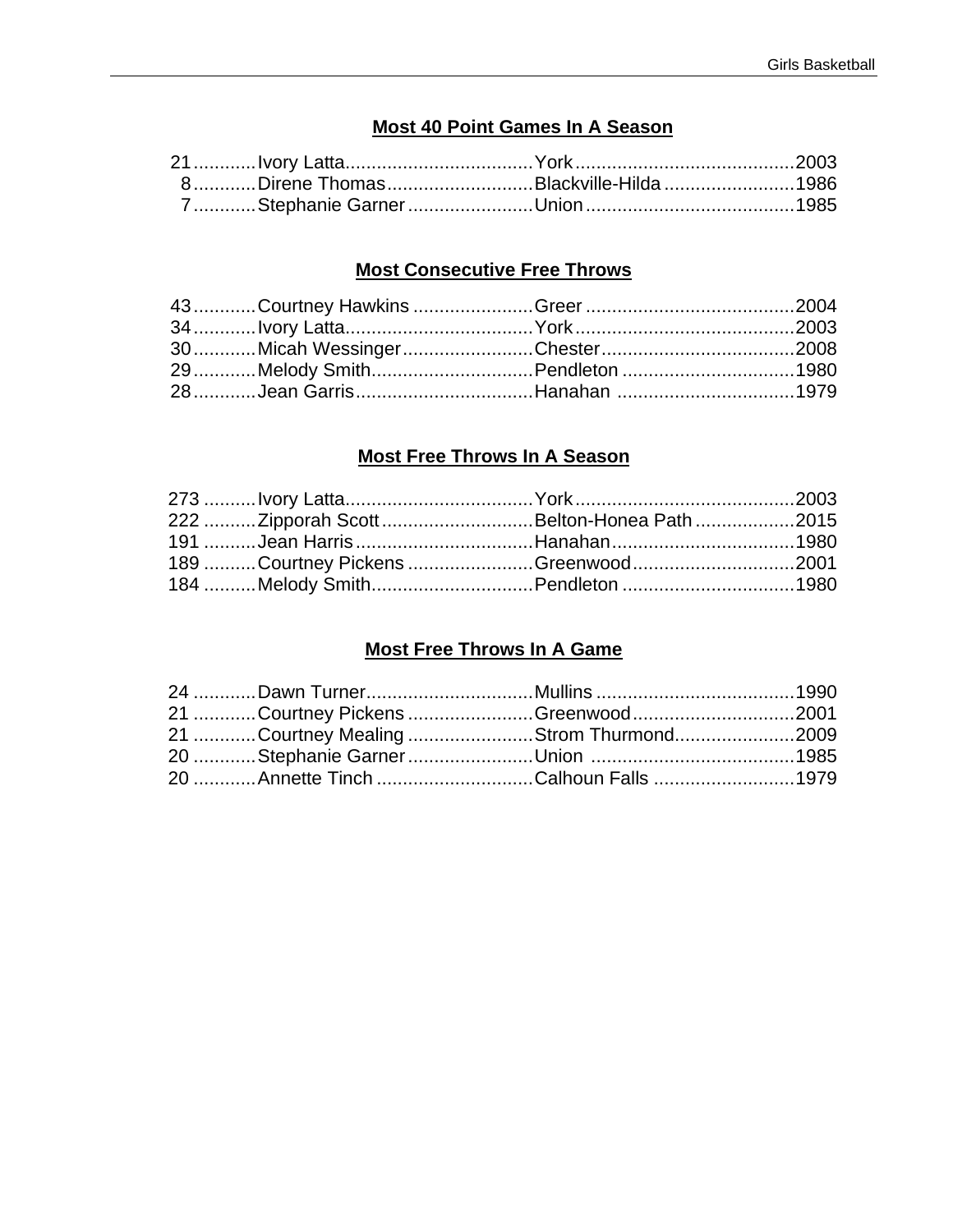## Most 40 Point Games In A Season

| | | | |
|---|---|---|---|
| 21 | Ivory Latta | York | 2003 |
| 8 | Direne Thomas | Blackville-Hilda | 1986 |
| 7 | Stephanie Garner | Union | 1985 |

## Most Consecutive Free Throws

| | | | |
|---|---|---|---|
| 43 | Courtney Hawkins | Greer | 2004 |
| 34 | Ivory Latta | York | 2003 |
| 30 | Micah Wessinger | Chester | 2008 |
| 29 | Melody Smith | Pendleton | 1980 |
| 28 | Jean Garris | Hanahan | 1979 |

## Most Free Throws In A Season

| | | | |
|---|---|---|---|
| 273 | Ivory Latta | York | 2003 |
| 222 | Zipporah Scott | Belton-Honea Path | 2015 |
| 191 | Jean Harris | Hanahan | 1980 |
| 189 | Courtney Pickens | Greenwood | 2001 |
| 184 | Melody Smith | Pendleton | 1980 |

## Most Free Throws In A Game

| | | | |
|---|---|---|---|
| 24 | Dawn Turner | Mullins | 1990 |
| 21 | Courtney Pickens | Greenwood | 2001 |
| 21 | Courtney Mealing | Strom Thurmond | 2009 |
| 20 | Stephanie Garner | Union | 1985 |
| 20 | Annette Tinch | Calhoun Falls | 1979 |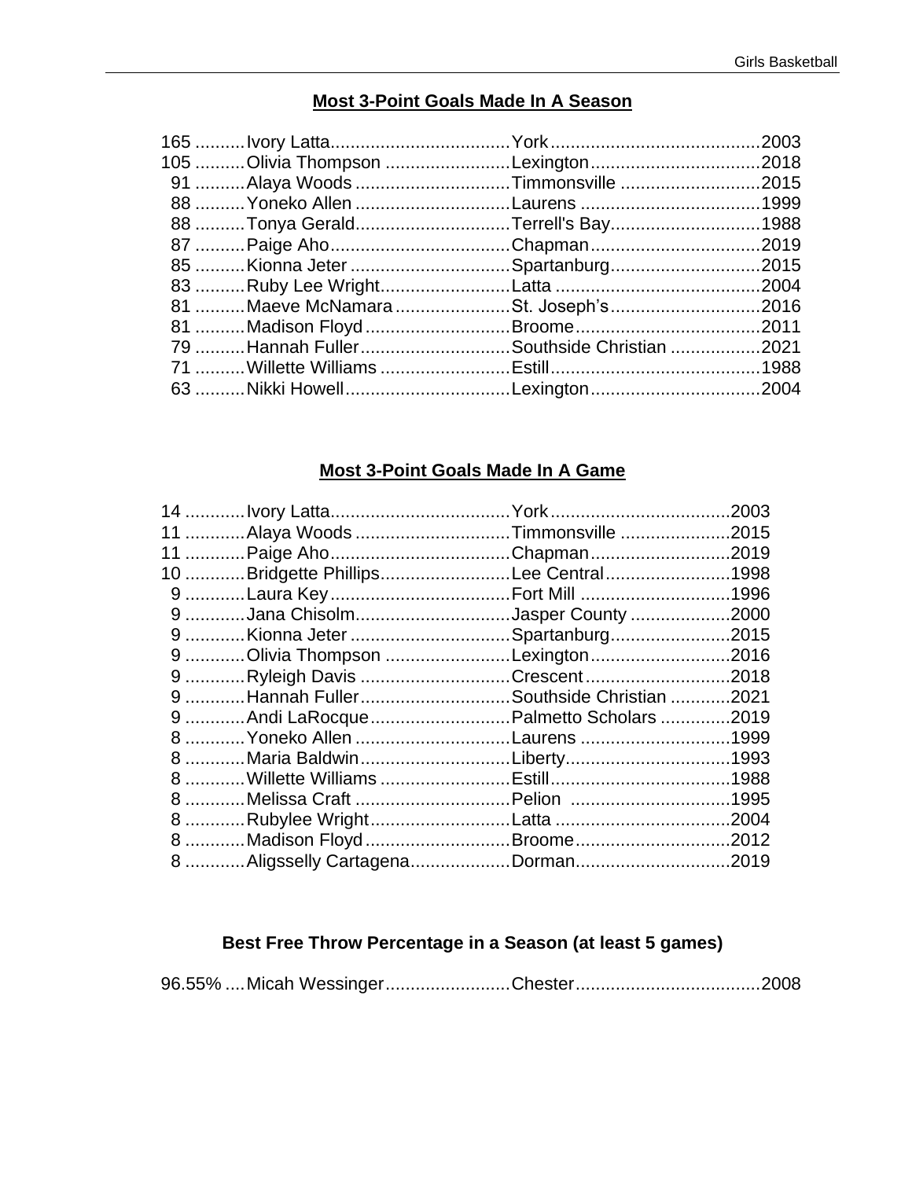## Most 3-Point Goals Made In A Season

| | | | |
|---|---|---|---|
| 165 | Ivory Latta | York | 2003 |
| 105 | Olivia Thompson | Lexington | 2018 |
| 91 | Alaya Woods | Timmonsville | 2015 |
| 88 | Yoneko Allen | Laurens | 1999 |
| 88 | Tonya Gerald | Terrell's Bay | 1988 |
| 87 | Paige Aho | Chapman | 2019 |
| 85 | Kionna Jeter | Spartanburg | 2015 |
| 83 | Ruby Lee Wright | Latta | 2004 |
| 81 | Maeve McNamara | St. Joseph's | 2016 |
| 81 | Madison Floyd | Broome | 2011 |
| 79 | Hannah Fuller | Southside Christian | 2021 |
| 71 | Willette Williams | Estill | 1988 |
| 63 | Nikki Howell | Lexington | 2004 |

## Most 3-Point Goals Made In A Game

| | | | |
|---|---|---|---|
| 14 | Ivory Latta | York | 2003 |
| 11 | Alaya Woods | Timmonsville | 2015 |
| 11 | Paige Aho | Chapman | 2019 |
| 10 | Bridgette Phillips | Lee Central | 1998 |
| 9 | Laura Key | Fort Mill | 1996 |
| 9 | Jana Chisolm | Jasper County | 2000 |
| 9 | Kionna Jeter | Spartanburg | 2015 |
| 9 | Olivia Thompson | Lexington | 2016 |
| 9 | Ryleigh Davis | Crescent | 2018 |
| 9 | Hannah Fuller | Southside Christian | 2021 |
| 9 | Andi LaRocque | Palmetto Scholars | 2019 |
| 8 | Yoneko Allen | Laurens | 1999 |
| 8 | Maria Baldwin | Liberty | 1993 |
| 8 | Willette Williams | Estill | 1988 |
| 8 | Melissa Craft | Pelion | 1995 |
| 8 | Rubylee Wright | Latta | 2004 |
| 8 | Madison Floyd | Broome | 2012 |
| 8 | Aligsselly Cartagena | Dorman | 2019 |

## Best Free Throw Percentage in a Season (at least 5 games)

| | | | |
|---|---|---|---|
| 96.55% | Micah Wessinger | Chester | 2008 |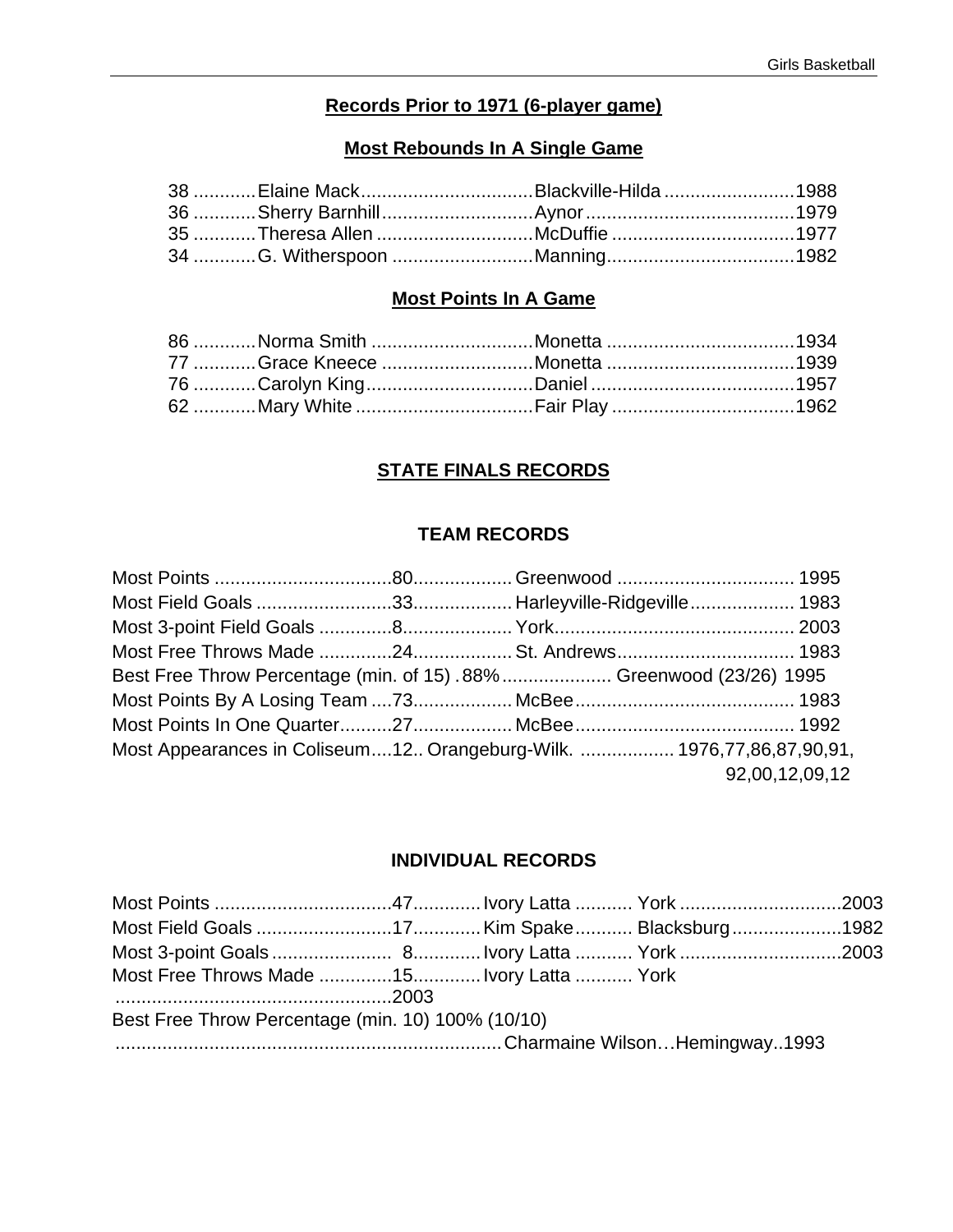## Records Prior to 1971 (6-player game)

### Most Rebounds In A Single Game

| | | | |
|---|---|---|---|
| 38 | Elaine Mack | Blackville-Hilda | 1988 |
| 36 | Sherry Barnhill | Aynor | 1979 |
| 35 | Theresa Allen | McDuffie | 1977 |
| 34 | G. Witherspoon | Manning | 1982 |

### Most Points In A Game

| | | | |
|---|---|---|---|
| 86 | Norma Smith | Monetta | 1934 |
| 77 | Grace Kneece | Monetta | 1939 |
| 76 | Carolyn King | Daniel | 1957 |
| 62 | Mary White | Fair Play | 1962 |

## STATE FINALS RECORDS

### TEAM RECORDS

| | | | |
|---|---|---|---|
| Most Points | 80 | Greenwood | 1995 |
| Most Field Goals | 33 | Harleyville-Ridgeville | 1983 |
| Most 3-point Field Goals | 8 | York | 2003 |
| Most Free Throws Made | 24 | St. Andrews | 1983 |
| Best Free Throw Percentage (min. of 15) | 88% | Greenwood (23/26) | 1995 |
| Most Points By A Losing Team | 73 | McBee | 1983 |
| Most Points In One Quarter | 27 | McBee | 1992 |
| Most Appearances in Coliseum | 12 | Orangeburg-Wilk. | 1976,77,86,87,90,91, 92,00,12,09,12 |

### INDIVIDUAL RECORDS

| | | | | |
|---|---|---|---|---|
| Most Points | 47 | Ivory Latta | York | 2003 |
| Most Field Goals | 17 | Kim Spake | Blacksburg | 1982 |
| Most 3-point Goals | 8 | Ivory Latta | York | 2003 |
| Most Free Throws Made | 15 | Ivory Latta | York | 2003 |
| Best Free Throw Percentage (min. 10) | 100% (10/10) | Charmaine Wilson | Hemingway | 1993 |